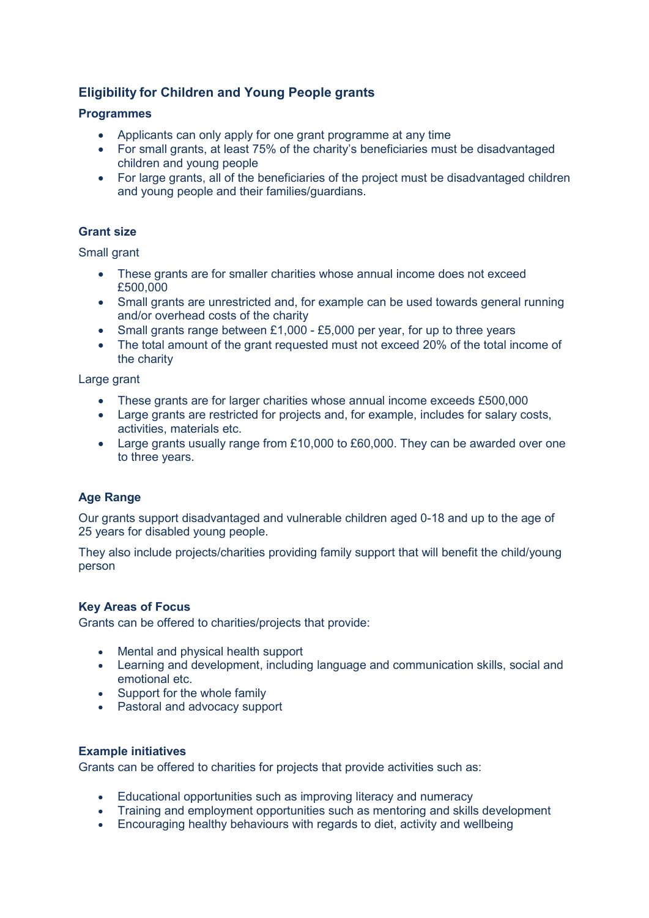## Eligibility for Children and Young People grants

### Programmes

- Applicants can only apply for one grant programme at any time
- For small grants, at least 75% of the charity's beneficiaries must be disadvantaged children and young people
- For large grants, all of the beneficiaries of the project must be disadvantaged children and young people and their families/guardians.

### Grant size

Small grant

- These grants are for smaller charities whose annual income does not exceed £500,000
- Small grants are unrestricted and, for example can be used towards general running and/or overhead costs of the charity
- Small grants range between £1,000 - £5,000 per year, for up to three years
- The total amount of the grant requested must not exceed 20% of the total income of the charity

Large grant

- These grants are for larger charities whose annual income exceeds £500,000
- Large grants are restricted for projects and, for example, includes for salary costs, activities, materials etc.
- Large grants usually range from £10,000 to £60,000. They can be awarded over one to three years.

### Age Range

Our grants support disadvantaged and vulnerable children aged 0-18 and up to the age of 25 years for disabled young people.

They also include projects/charities providing family support that will benefit the child/young person

### Key Areas of Focus

Grants can be offered to charities/projects that provide:

- Mental and physical health support
- Learning and development, including language and communication skills, social and emotional etc.
- Support for the whole family
- Pastoral and advocacy support

### Example initiatives

Grants can be offered to charities for projects that provide activities such as:

- Educational opportunities such as improving literacy and numeracy
- Training and employment opportunities such as mentoring and skills development
- Encouraging healthy behaviours with regards to diet, activity and wellbeing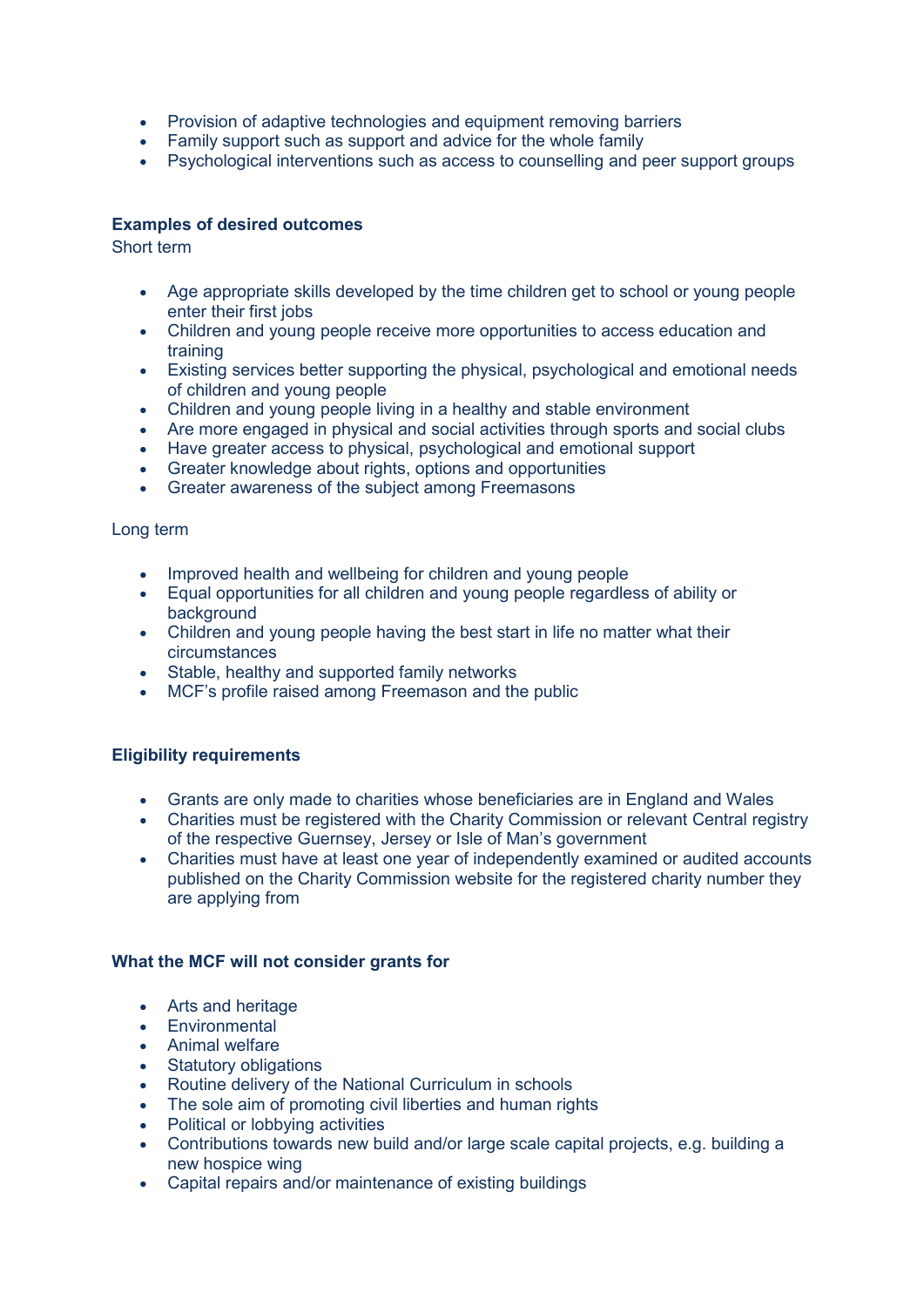- Provision of adaptive technologies and equipment removing barriers
- Family support such as support and advice for the whole family
- Psychological interventions such as access to counselling and peer support groups

**Examples of desired outcomes**

Short term

- Age appropriate skills developed by the time children get to school or young people enter their first jobs
- Children and young people receive more opportunities to access education and training
- Existing services better supporting the physical, psychological and emotional needs of children and young people
- Children and young people living in a healthy and stable environment
- Are more engaged in physical and social activities through sports and social clubs
- Have greater access to physical, psychological and emotional support
- Greater knowledge about rights, options and opportunities
- Greater awareness of the subject among Freemasons

Long term

- Improved health and wellbeing for children and young people
- Equal opportunities for all children and young people regardless of ability or background
- Children and young people having the best start in life no matter what their circumstances
- Stable, healthy and supported family networks
- MCF's profile raised among Freemason and the public

**Eligibility requirements**

- Grants are only made to charities whose beneficiaries are in England and Wales
- Charities must be registered with the Charity Commission or relevant Central registry of the respective Guernsey, Jersey or Isle of Man's government
- Charities must have at least one year of independently examined or audited accounts published on the Charity Commission website for the registered charity number they are applying from

**What the MCF will not consider grants for**

- Arts and heritage
- Environmental
- Animal welfare
- Statutory obligations
- Routine delivery of the National Curriculum in schools
- The sole aim of promoting civil liberties and human rights
- Political or lobbying activities
- Contributions towards new build and/or large scale capital projects, e.g. building a new hospice wing
- Capital repairs and/or maintenance of existing buildings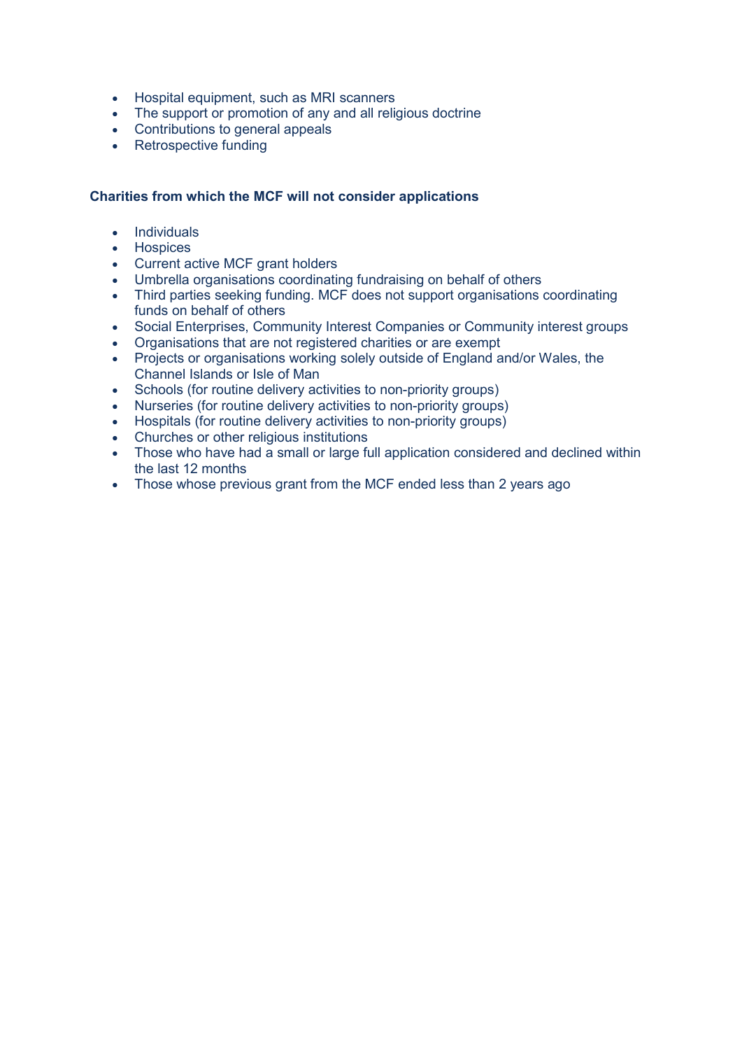- Hospital equipment, such as MRI scanners
- The support or promotion of any and all religious doctrine
- Contributions to general appeals
- Retrospective funding

**Charities from which the MCF will not consider applications**

- Individuals
- Hospices
- Current active MCF grant holders
- Umbrella organisations coordinating fundraising on behalf of others
- Third parties seeking funding. MCF does not support organisations coordinating funds on behalf of others
- Social Enterprises, Community Interest Companies or Community interest groups
- Organisations that are not registered charities or are exempt
- Projects or organisations working solely outside of England and/or Wales, the Channel Islands or Isle of Man
- Schools (for routine delivery activities to non-priority groups)
- Nurseries (for routine delivery activities to non-priority groups)
- Hospitals (for routine delivery activities to non-priority groups)
- Churches or other religious institutions
- Those who have had a small or large full application considered and declined within the last 12 months
- Those whose previous grant from the MCF ended less than 2 years ago